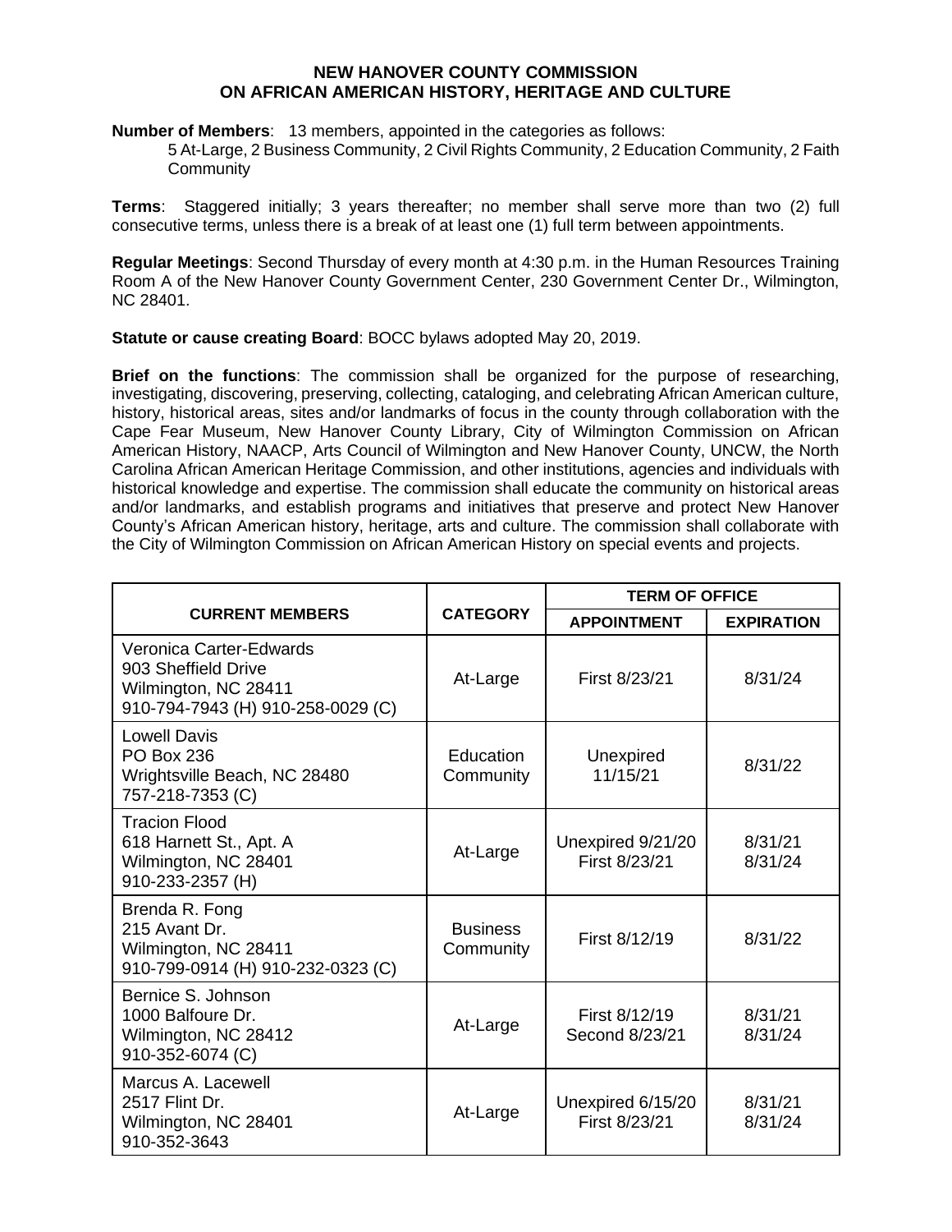# NEW HANOVER COUNTY COMMISSION ON AFRICAN AMERICAN HISTORY, HERITAGE AND CULTURE

**Number of Members**: 13 members, appointed in the categories as follows:
5 At-Large, 2 Business Community, 2 Civil Rights Community, 2 Education Community, 2 Faith Community

**Terms**: Staggered initially; 3 years thereafter; no member shall serve more than two (2) full consecutive terms, unless there is a break of at least one (1) full term between appointments.

**Regular Meetings**: Second Thursday of every month at 4:30 p.m. in the Human Resources Training Room A of the New Hanover County Government Center, 230 Government Center Dr., Wilmington, NC 28401.

**Statute or cause creating Board**: BOCC bylaws adopted May 20, 2019.

**Brief on the functions**: The commission shall be organized for the purpose of researching, investigating, discovering, preserving, collecting, cataloging, and celebrating African American culture, history, historical areas, sites and/or landmarks of focus in the county through collaboration with the Cape Fear Museum, New Hanover County Library, City of Wilmington Commission on African American History, NAACP, Arts Council of Wilmington and New Hanover County, UNCW, the North Carolina African American Heritage Commission, and other institutions, agencies and individuals with historical knowledge and expertise. The commission shall educate the community on historical areas and/or landmarks, and establish programs and initiatives that preserve and protect New Hanover County's African American history, heritage, arts and culture. The commission shall collaborate with the City of Wilmington Commission on African American History on special events and projects.

| CURRENT MEMBERS | CATEGORY | TERM OF OFFICE | |
|---|---|---|---|
| | | APPOINTMENT | EXPIRATION |
| Veronica Carter-Edwards<br>903 Sheffield Drive<br>Wilmington, NC 28411<br>910-794-7943 (H) 910-258-0029 (C) | At-Large | First 8/23/21 | 8/31/24 |
| Lowell Davis<br>PO Box 236<br>Wrightsville Beach, NC 28480<br>757-218-7353 (C) | Education Community | Unexpired 11/15/21 | 8/31/22 |
| Tracion Flood<br>618 Harnett St., Apt. A<br>Wilmington, NC 28401<br>910-233-2357 (H) | At-Large | Unexpired 9/21/20<br>First 8/23/21 | 8/31/21<br>8/31/24 |
| Brenda R. Fong<br>215 Avant Dr.<br>Wilmington, NC 28411<br>910-799-0914 (H) 910-232-0323 (C) | Business Community | First 8/12/19 | 8/31/22 |
| Bernice S. Johnson<br>1000 Balfoure Dr.<br>Wilmington, NC 28412<br>910-352-6074 (C) | At-Large | First 8/12/19<br>Second 8/23/21 | 8/31/21<br>8/31/24 |
| Marcus A. Lacewell<br>2517 Flint Dr.<br>Wilmington, NC 28401<br>910-352-3643 | At-Large | Unexpired 6/15/20<br>First 8/23/21 | 8/31/21<br>8/31/24 |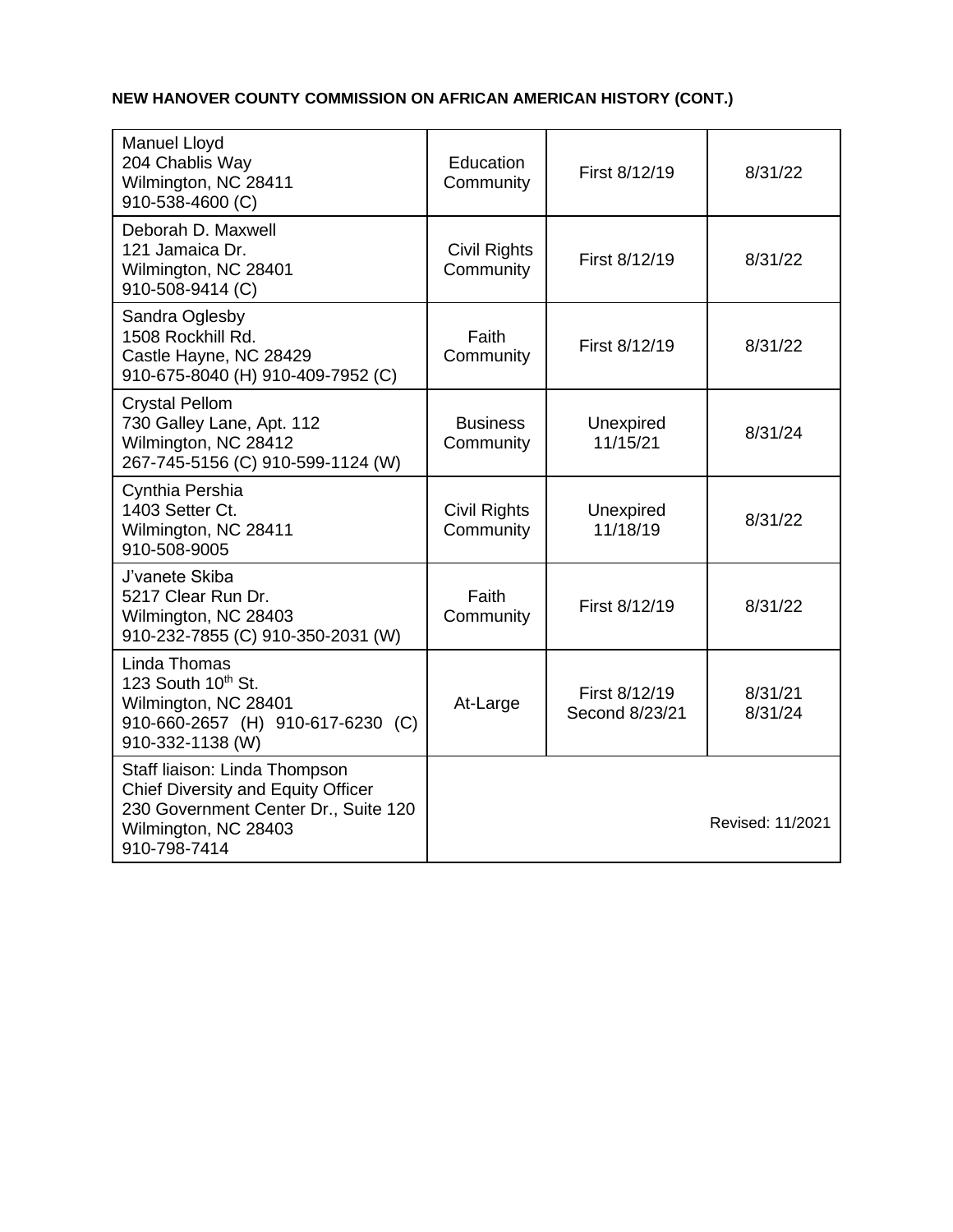**NEW HANOVER COUNTY COMMISSION ON AFRICAN AMERICAN HISTORY (CONT.)**

| | | | |
|---|---|---|---|
| Manuel Lloyd<br>204 Chablis Way<br>Wilmington, NC 28411<br>910-538-4600 (C) | Education Community | First 8/12/19 | 8/31/22 |
| Deborah D. Maxwell<br>121 Jamaica Dr.<br>Wilmington, NC 28401<br>910-508-9414 (C) | Civil Rights Community | First 8/12/19 | 8/31/22 |
| Sandra Oglesby<br>1508 Rockhill Rd.<br>Castle Hayne, NC 28429<br>910-675-8040 (H) 910-409-7952 (C) | Faith Community | First 8/12/19 | 8/31/22 |
| Crystal Pellom<br>730 Galley Lane, Apt. 112<br>Wilmington, NC 28412<br>267-745-5156 (C) 910-599-1124 (W) | Business Community | Unexpired 11/15/21 | 8/31/24 |
| Cynthia Pershia<br>1403 Setter Ct.<br>Wilmington, NC 28411<br>910-508-9005 | Civil Rights Community | Unexpired 11/18/19 | 8/31/22 |
| J'vanete Skiba<br>5217 Clear Run Dr.<br>Wilmington, NC 28403<br>910-232-7855 (C) 910-350-2031 (W) | Faith Community | First 8/12/19 | 8/31/22 |
| Linda Thomas<br>123 South 10th St.<br>Wilmington, NC 28401<br>910-660-2657 (H) 910-617-6230 (C)<br>910-332-1138 (W) | At-Large | First 8/12/19<br>Second 8/23/21 | 8/31/21<br>8/31/24 |
| Staff liaison: Linda Thompson<br>Chief Diversity and Equity Officer<br>230 Government Center Dr., Suite 120<br>Wilmington, NC 28403<br>910-798-7414 | | | Revised: 11/2021 |